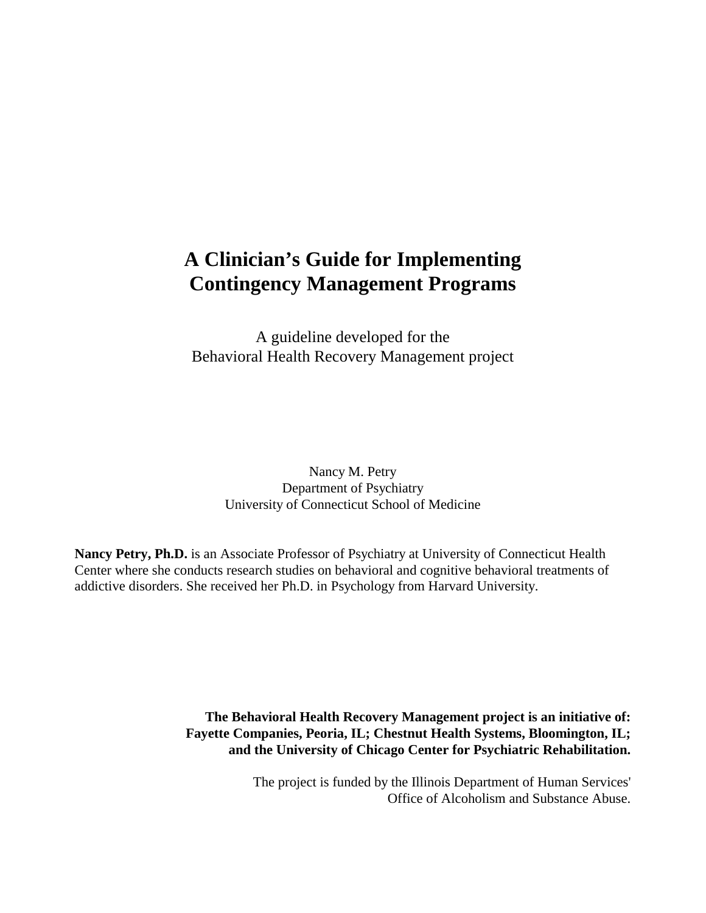# A Clinician's Guide for Implementing Contingency Management Programs

A guideline developed for the
Behavioral Health Recovery Management project

Nancy M. Petry
Department of Psychiatry
University of Connecticut School of Medicine

**Nancy Petry, Ph.D.** is an Associate Professor of Psychiatry at University of Connecticut Health Center where she conducts research studies on behavioral and cognitive behavioral treatments of addictive disorders. She received her Ph.D. in Psychology from Harvard University.

**The Behavioral Health Recovery Management project is an initiative of: Fayette Companies, Peoria, IL; Chestnut Health Systems, Bloomington, IL; and the University of Chicago Center for Psychiatric Rehabilitation.**

The project is funded by the Illinois Department of Human Services' Office of Alcoholism and Substance Abuse.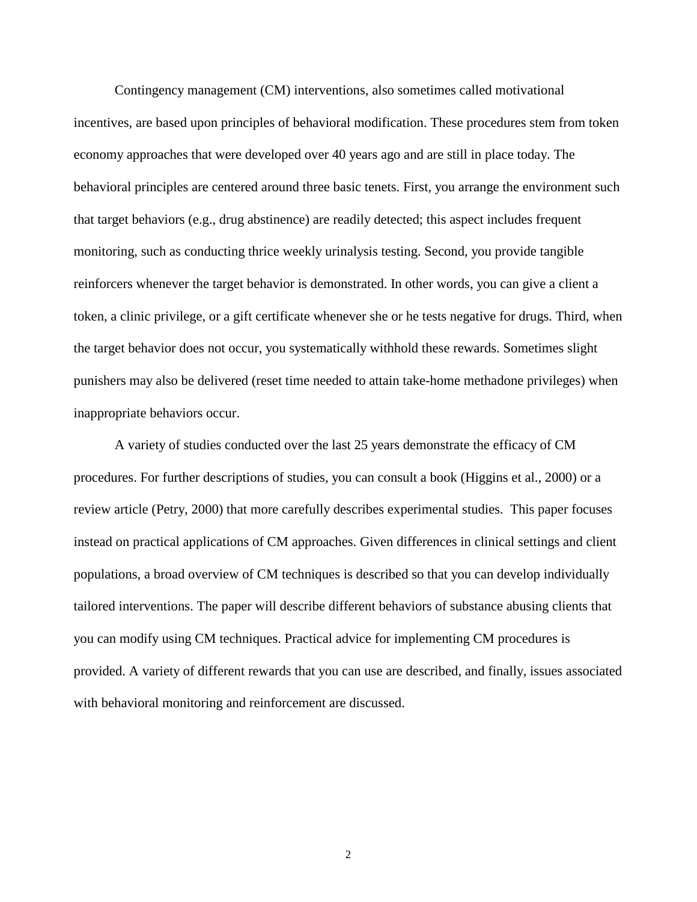Contingency management (CM) interventions, also sometimes called motivational incentives, are based upon principles of behavioral modification. These procedures stem from token economy approaches that were developed over 40 years ago and are still in place today. The behavioral principles are centered around three basic tenets. First, you arrange the environment such that target behaviors (e.g., drug abstinence) are readily detected; this aspect includes frequent monitoring, such as conducting thrice weekly urinalysis testing. Second, you provide tangible reinforcers whenever the target behavior is demonstrated. In other words, you can give a client a token, a clinic privilege, or a gift certificate whenever she or he tests negative for drugs. Third, when the target behavior does not occur, you systematically withhold these rewards. Sometimes slight punishers may also be delivered (reset time needed to attain take-home methadone privileges) when inappropriate behaviors occur.

A variety of studies conducted over the last 25 years demonstrate the efficacy of CM procedures. For further descriptions of studies, you can consult a book (Higgins et al., 2000) or a review article (Petry, 2000) that more carefully describes experimental studies. This paper focuses instead on practical applications of CM approaches. Given differences in clinical settings and client populations, a broad overview of CM techniques is described so that you can develop individually tailored interventions. The paper will describe different behaviors of substance abusing clients that you can modify using CM techniques. Practical advice for implementing CM procedures is provided. A variety of different rewards that you can use are described, and finally, issues associated with behavioral monitoring and reinforcement are discussed.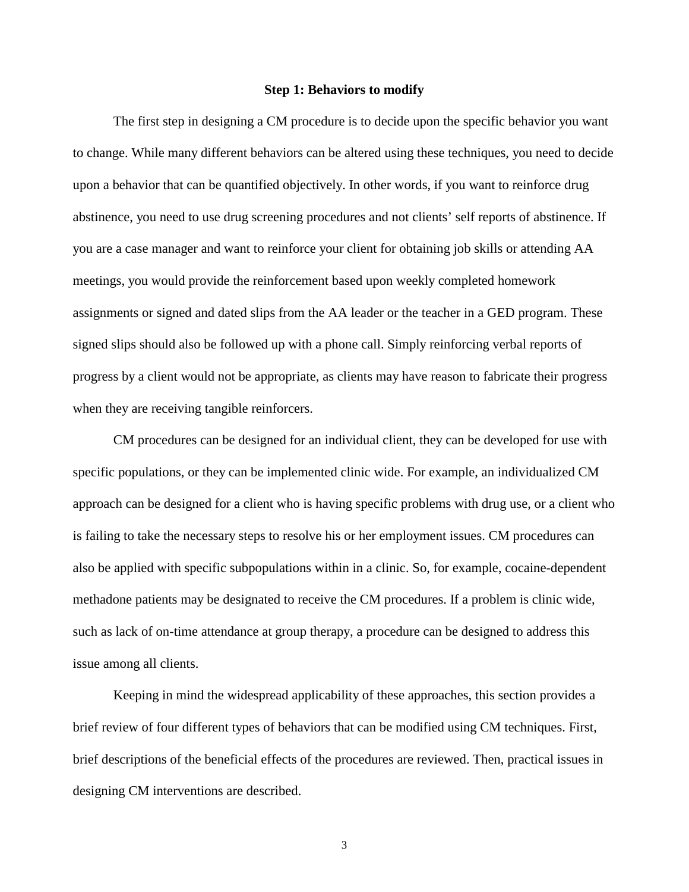## Step 1: Behaviors to modify

The first step in designing a CM procedure is to decide upon the specific behavior you want to change. While many different behaviors can be altered using these techniques, you need to decide upon a behavior that can be quantified objectively. In other words, if you want to reinforce drug abstinence, you need to use drug screening procedures and not clients' self reports of abstinence. If you are a case manager and want to reinforce your client for obtaining job skills or attending AA meetings, you would provide the reinforcement based upon weekly completed homework assignments or signed and dated slips from the AA leader or the teacher in a GED program. These signed slips should also be followed up with a phone call. Simply reinforcing verbal reports of progress by a client would not be appropriate, as clients may have reason to fabricate their progress when they are receiving tangible reinforcers.

CM procedures can be designed for an individual client, they can be developed for use with specific populations, or they can be implemented clinic wide. For example, an individualized CM approach can be designed for a client who is having specific problems with drug use, or a client who is failing to take the necessary steps to resolve his or her employment issues. CM procedures can also be applied with specific subpopulations within in a clinic. So, for example, cocaine-dependent methadone patients may be designated to receive the CM procedures. If a problem is clinic wide, such as lack of on-time attendance at group therapy, a procedure can be designed to address this issue among all clients.

Keeping in mind the widespread applicability of these approaches, this section provides a brief review of four different types of behaviors that can be modified using CM techniques. First, brief descriptions of the beneficial effects of the procedures are reviewed. Then, practical issues in designing CM interventions are described.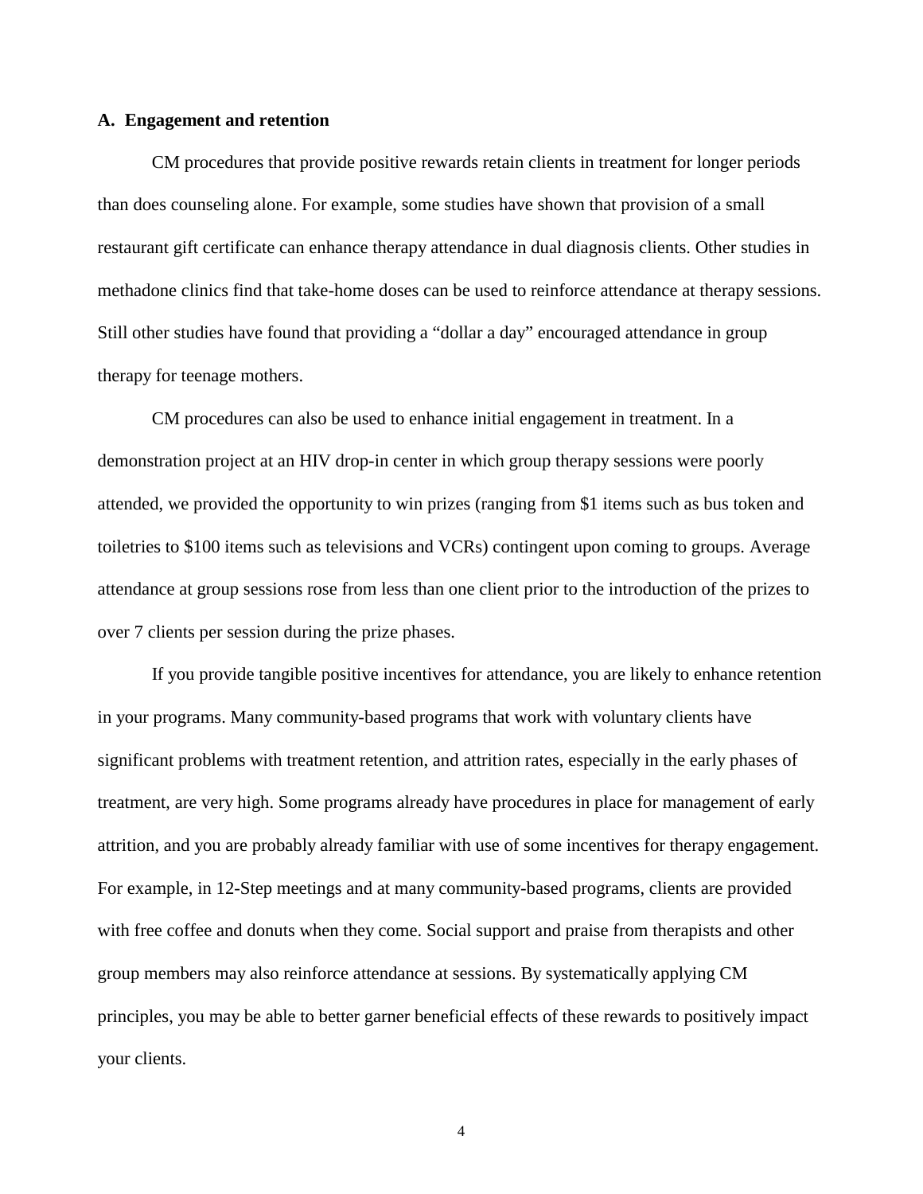### A. Engagement and retention

CM procedures that provide positive rewards retain clients in treatment for longer periods than does counseling alone. For example, some studies have shown that provision of a small restaurant gift certificate can enhance therapy attendance in dual diagnosis clients. Other studies in methadone clinics find that take-home doses can be used to reinforce attendance at therapy sessions. Still other studies have found that providing a "dollar a day" encouraged attendance in group therapy for teenage mothers.

CM procedures can also be used to enhance initial engagement in treatment. In a demonstration project at an HIV drop-in center in which group therapy sessions were poorly attended, we provided the opportunity to win prizes (ranging from $1 items such as bus token and toiletries to $100 items such as televisions and VCRs) contingent upon coming to groups. Average attendance at group sessions rose from less than one client prior to the introduction of the prizes to over 7 clients per session during the prize phases.

If you provide tangible positive incentives for attendance, you are likely to enhance retention in your programs. Many community-based programs that work with voluntary clients have significant problems with treatment retention, and attrition rates, especially in the early phases of treatment, are very high. Some programs already have procedures in place for management of early attrition, and you are probably already familiar with use of some incentives for therapy engagement. For example, in 12-Step meetings and at many community-based programs, clients are provided with free coffee and donuts when they come. Social support and praise from therapists and other group members may also reinforce attendance at sessions. By systematically applying CM principles, you may be able to better garner beneficial effects of these rewards to positively impact your clients.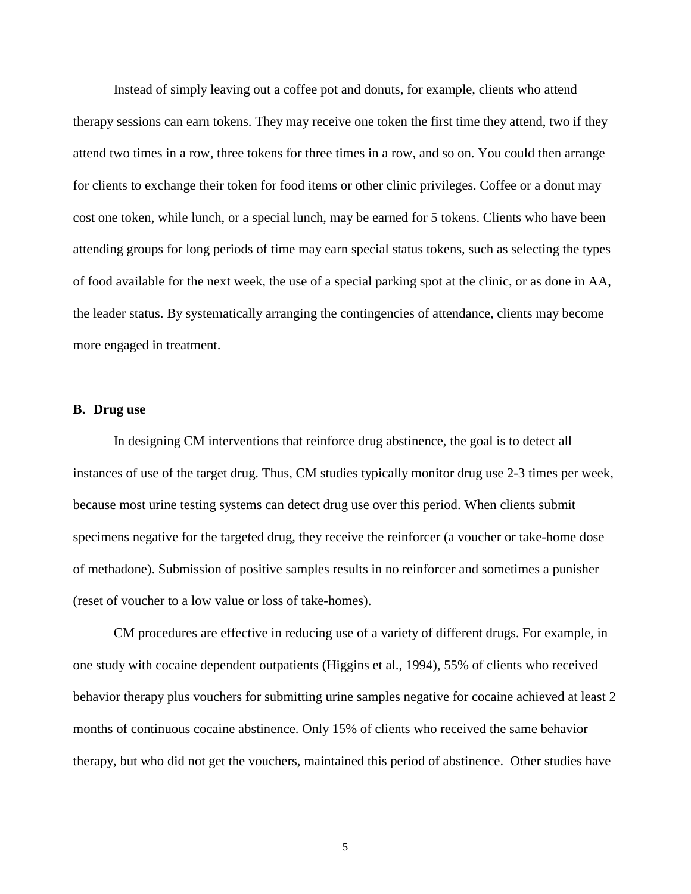Instead of simply leaving out a coffee pot and donuts, for example, clients who attend therapy sessions can earn tokens. They may receive one token the first time they attend, two if they attend two times in a row, three tokens for three times in a row, and so on. You could then arrange for clients to exchange their token for food items or other clinic privileges. Coffee or a donut may cost one token, while lunch, or a special lunch, may be earned for 5 tokens. Clients who have been attending groups for long periods of time may earn special status tokens, such as selecting the types of food available for the next week, the use of a special parking spot at the clinic, or as done in AA, the leader status. By systematically arranging the contingencies of attendance, clients may become more engaged in treatment.

### B. Drug use

In designing CM interventions that reinforce drug abstinence, the goal is to detect all instances of use of the target drug. Thus, CM studies typically monitor drug use 2-3 times per week, because most urine testing systems can detect drug use over this period. When clients submit specimens negative for the targeted drug, they receive the reinforcer (a voucher or take-home dose of methadone). Submission of positive samples results in no reinforcer and sometimes a punisher (reset of voucher to a low value or loss of take-homes).

CM procedures are effective in reducing use of a variety of different drugs. For example, in one study with cocaine dependent outpatients (Higgins et al., 1994), 55% of clients who received behavior therapy plus vouchers for submitting urine samples negative for cocaine achieved at least 2 months of continuous cocaine abstinence. Only 15% of clients who received the same behavior therapy, but who did not get the vouchers, maintained this period of abstinence. Other studies have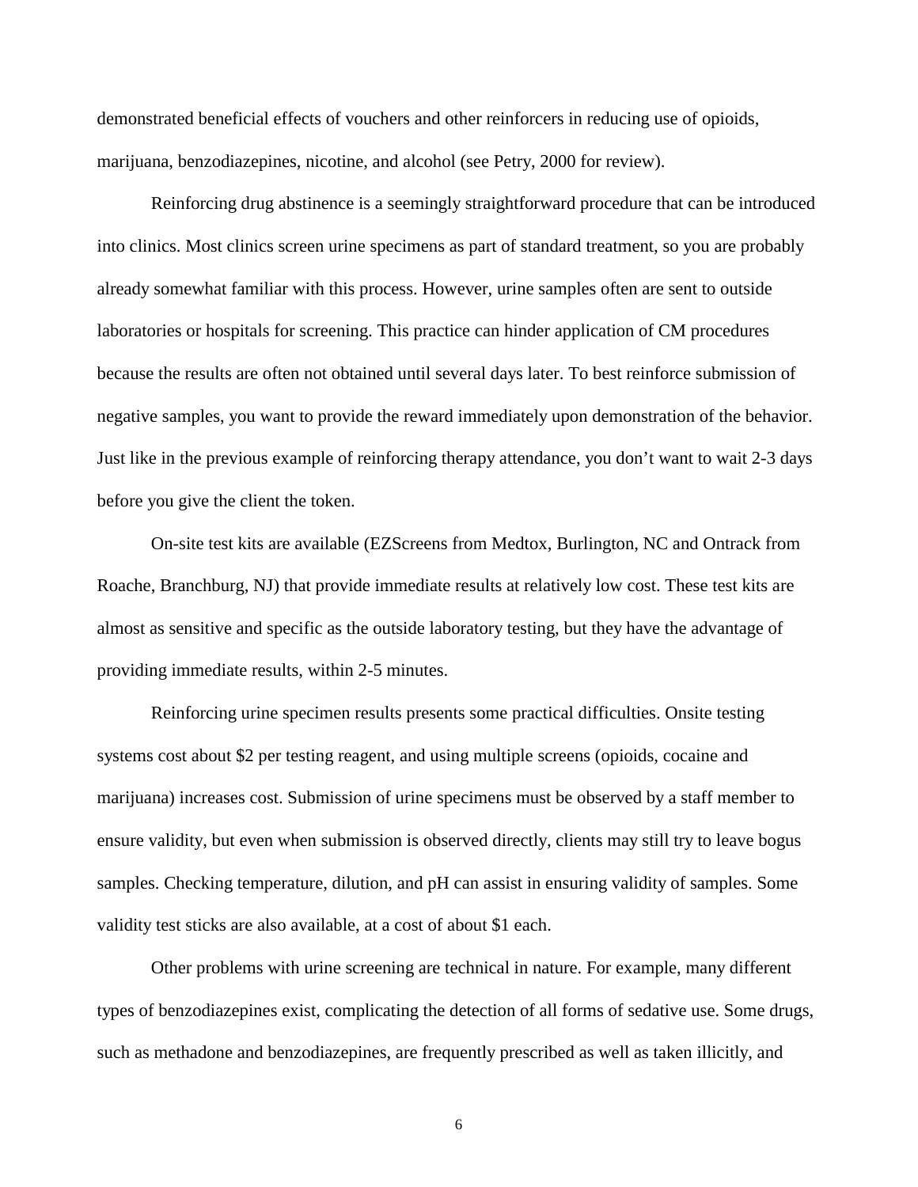demonstrated beneficial effects of vouchers and other reinforcers in reducing use of opioids, marijuana, benzodiazepines, nicotine, and alcohol (see Petry, 2000 for review).

Reinforcing drug abstinence is a seemingly straightforward procedure that can be introduced into clinics. Most clinics screen urine specimens as part of standard treatment, so you are probably already somewhat familiar with this process. However, urine samples often are sent to outside laboratories or hospitals for screening. This practice can hinder application of CM procedures because the results are often not obtained until several days later. To best reinforce submission of negative samples, you want to provide the reward immediately upon demonstration of the behavior. Just like in the previous example of reinforcing therapy attendance, you don't want to wait 2-3 days before you give the client the token.

On-site test kits are available (EZScreens from Medtox, Burlington, NC and Ontrack from Roache, Branchburg, NJ) that provide immediate results at relatively low cost. These test kits are almost as sensitive and specific as the outside laboratory testing, but they have the advantage of providing immediate results, within 2-5 minutes.

Reinforcing urine specimen results presents some practical difficulties. Onsite testing systems cost about $2 per testing reagent, and using multiple screens (opioids, cocaine and marijuana) increases cost. Submission of urine specimens must be observed by a staff member to ensure validity, but even when submission is observed directly, clients may still try to leave bogus samples. Checking temperature, dilution, and pH can assist in ensuring validity of samples. Some validity test sticks are also available, at a cost of about $1 each.

Other problems with urine screening are technical in nature. For example, many different types of benzodiazepines exist, complicating the detection of all forms of sedative use. Some drugs, such as methadone and benzodiazepines, are frequently prescribed as well as taken illicitly, and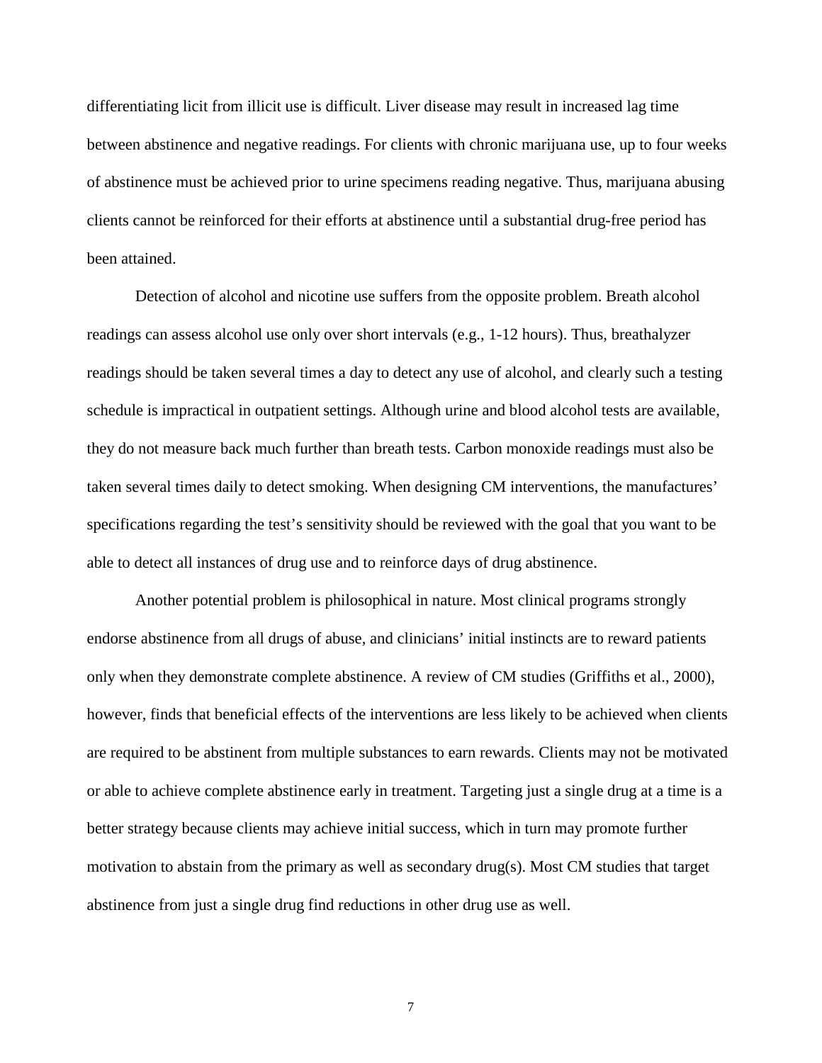differentiating licit from illicit use is difficult. Liver disease may result in increased lag time between abstinence and negative readings. For clients with chronic marijuana use, up to four weeks of abstinence must be achieved prior to urine specimens reading negative. Thus, marijuana abusing clients cannot be reinforced for their efforts at abstinence until a substantial drug-free period has been attained.

Detection of alcohol and nicotine use suffers from the opposite problem. Breath alcohol readings can assess alcohol use only over short intervals (e.g., 1-12 hours). Thus, breathalyzer readings should be taken several times a day to detect any use of alcohol, and clearly such a testing schedule is impractical in outpatient settings. Although urine and blood alcohol tests are available, they do not measure back much further than breath tests. Carbon monoxide readings must also be taken several times daily to detect smoking. When designing CM interventions, the manufactures' specifications regarding the test's sensitivity should be reviewed with the goal that you want to be able to detect all instances of drug use and to reinforce days of drug abstinence.

Another potential problem is philosophical in nature. Most clinical programs strongly endorse abstinence from all drugs of abuse, and clinicians' initial instincts are to reward patients only when they demonstrate complete abstinence. A review of CM studies (Griffiths et al., 2000), however, finds that beneficial effects of the interventions are less likely to be achieved when clients are required to be abstinent from multiple substances to earn rewards. Clients may not be motivated or able to achieve complete abstinence early in treatment. Targeting just a single drug at a time is a better strategy because clients may achieve initial success, which in turn may promote further motivation to abstain from the primary as well as secondary drug(s). Most CM studies that target abstinence from just a single drug find reductions in other drug use as well.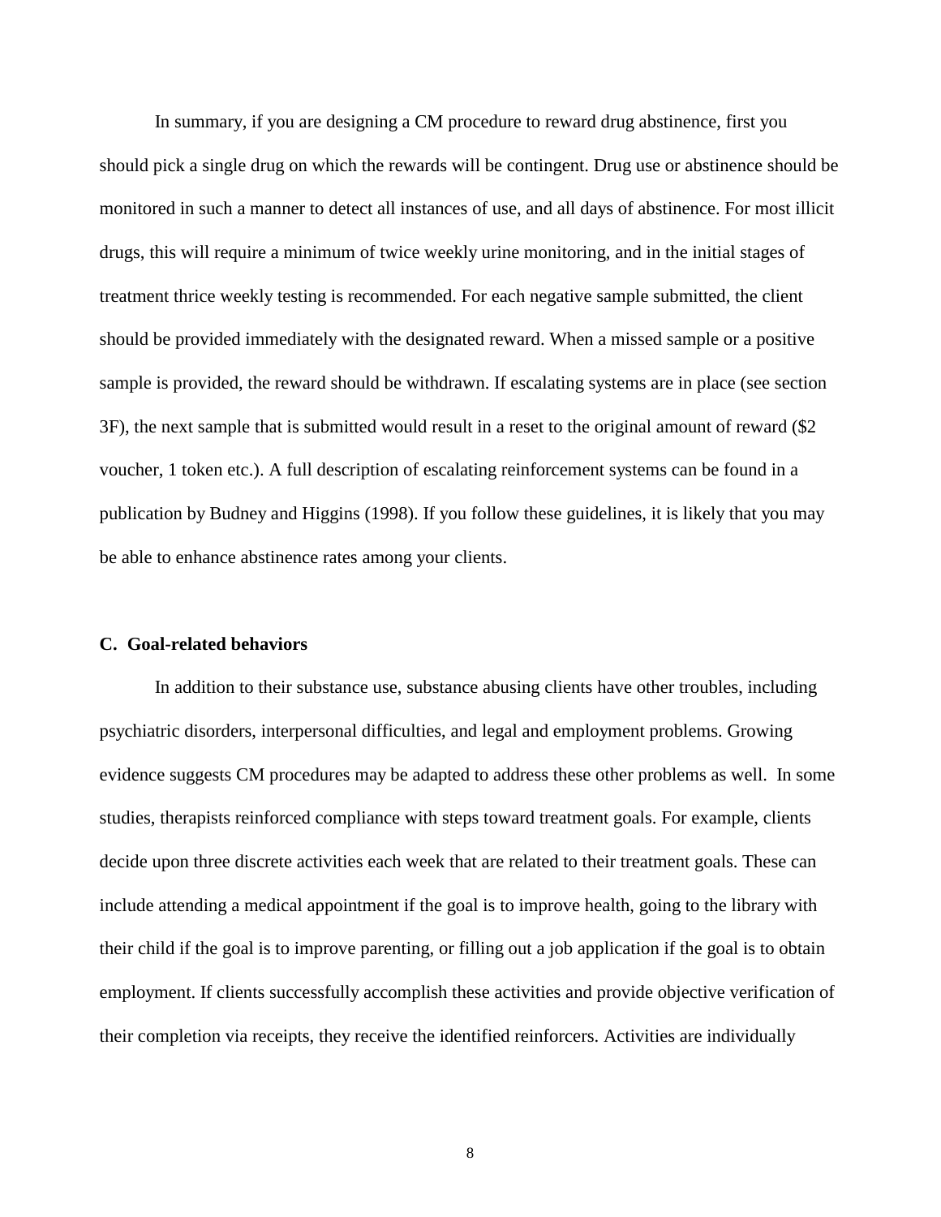In summary, if you are designing a CM procedure to reward drug abstinence, first you should pick a single drug on which the rewards will be contingent. Drug use or abstinence should be monitored in such a manner to detect all instances of use, and all days of abstinence. For most illicit drugs, this will require a minimum of twice weekly urine monitoring, and in the initial stages of treatment thrice weekly testing is recommended. For each negative sample submitted, the client should be provided immediately with the designated reward. When a missed sample or a positive sample is provided, the reward should be withdrawn. If escalating systems are in place (see section 3F), the next sample that is submitted would result in a reset to the original amount of reward ($2 voucher, 1 token etc.). A full description of escalating reinforcement systems can be found in a publication by Budney and Higgins (1998). If you follow these guidelines, it is likely that you may be able to enhance abstinence rates among your clients.

### C. Goal-related behaviors

In addition to their substance use, substance abusing clients have other troubles, including psychiatric disorders, interpersonal difficulties, and legal and employment problems. Growing evidence suggests CM procedures may be adapted to address these other problems as well. In some studies, therapists reinforced compliance with steps toward treatment goals. For example, clients decide upon three discrete activities each week that are related to their treatment goals. These can include attending a medical appointment if the goal is to improve health, going to the library with their child if the goal is to improve parenting, or filling out a job application if the goal is to obtain employment. If clients successfully accomplish these activities and provide objective verification of their completion via receipts, they receive the identified reinforcers. Activities are individually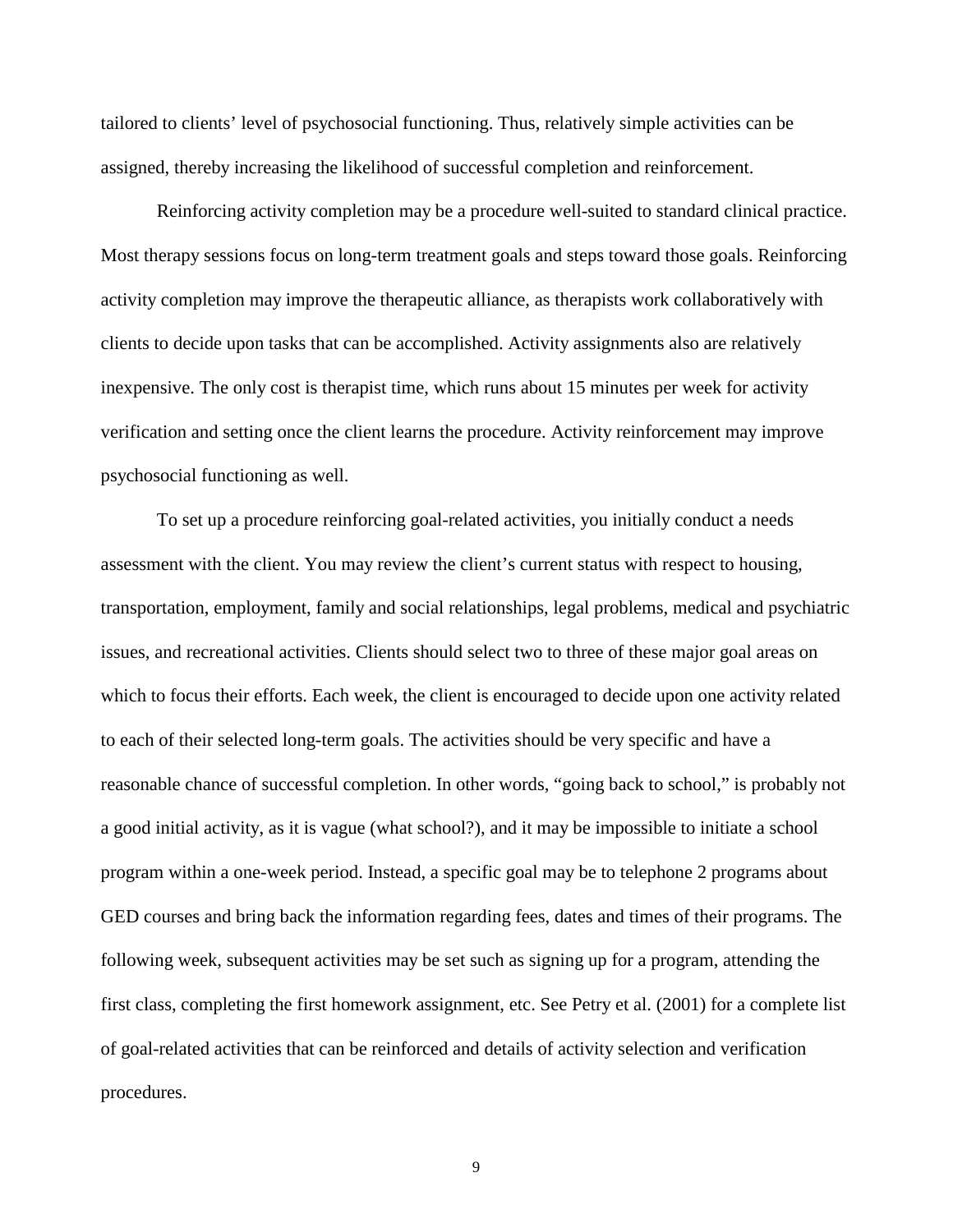tailored to clients' level of psychosocial functioning. Thus, relatively simple activities can be assigned, thereby increasing the likelihood of successful completion and reinforcement.

Reinforcing activity completion may be a procedure well-suited to standard clinical practice. Most therapy sessions focus on long-term treatment goals and steps toward those goals. Reinforcing activity completion may improve the therapeutic alliance, as therapists work collaboratively with clients to decide upon tasks that can be accomplished. Activity assignments also are relatively inexpensive. The only cost is therapist time, which runs about 15 minutes per week for activity verification and setting once the client learns the procedure. Activity reinforcement may improve psychosocial functioning as well.

To set up a procedure reinforcing goal-related activities, you initially conduct a needs assessment with the client. You may review the client's current status with respect to housing, transportation, employment, family and social relationships, legal problems, medical and psychiatric issues, and recreational activities. Clients should select two to three of these major goal areas on which to focus their efforts. Each week, the client is encouraged to decide upon one activity related to each of their selected long-term goals. The activities should be very specific and have a reasonable chance of successful completion. In other words, "going back to school," is probably not a good initial activity, as it is vague (what school?), and it may be impossible to initiate a school program within a one-week period. Instead, a specific goal may be to telephone 2 programs about GED courses and bring back the information regarding fees, dates and times of their programs. The following week, subsequent activities may be set such as signing up for a program, attending the first class, completing the first homework assignment, etc. See Petry et al. (2001) for a complete list of goal-related activities that can be reinforced and details of activity selection and verification procedures.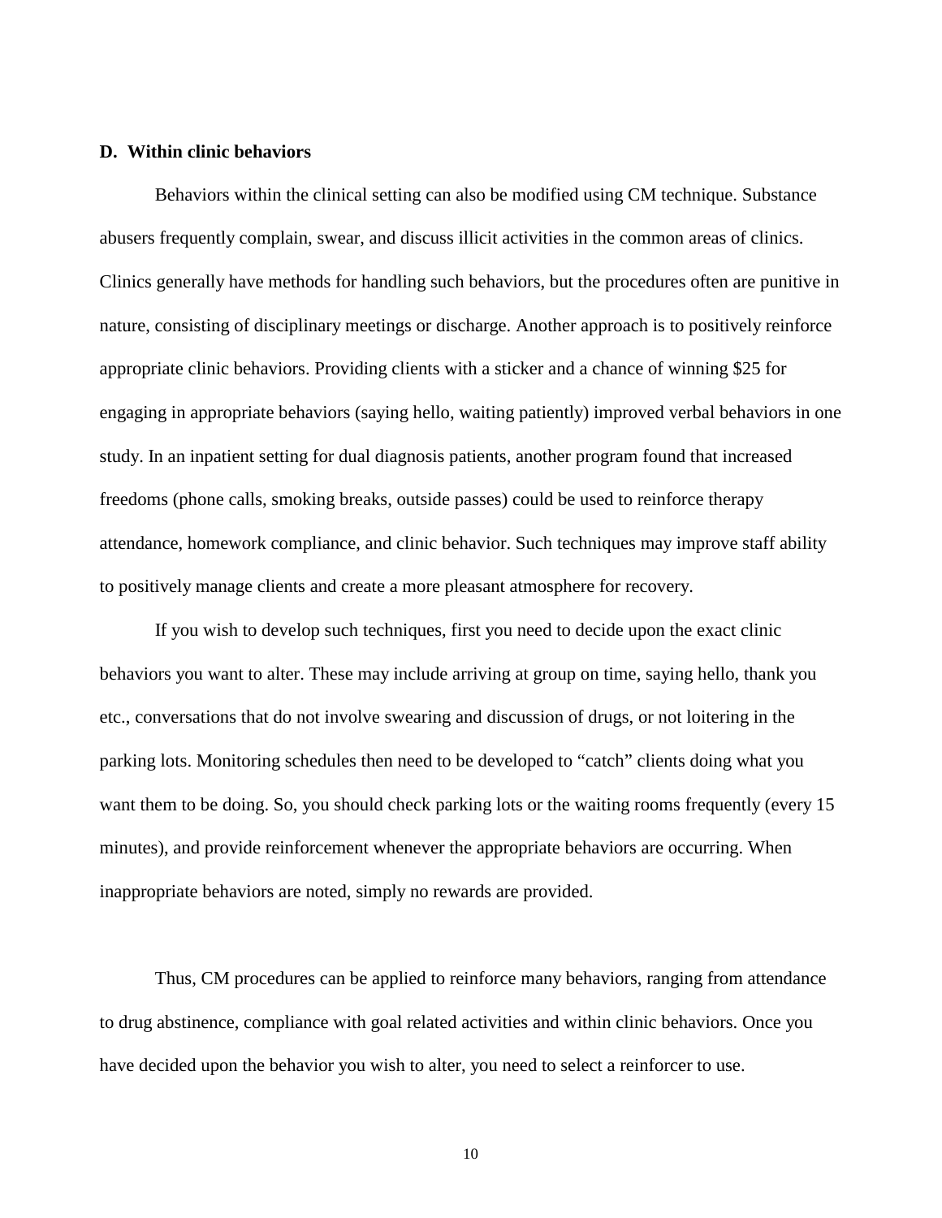**D. Within clinic behaviors**

Behaviors within the clinical setting can also be modified using CM technique. Substance abusers frequently complain, swear, and discuss illicit activities in the common areas of clinics. Clinics generally have methods for handling such behaviors, but the procedures often are punitive in nature, consisting of disciplinary meetings or discharge. Another approach is to positively reinforce appropriate clinic behaviors. Providing clients with a sticker and a chance of winning $25 for engaging in appropriate behaviors (saying hello, waiting patiently) improved verbal behaviors in one study. In an inpatient setting for dual diagnosis patients, another program found that increased freedoms (phone calls, smoking breaks, outside passes) could be used to reinforce therapy attendance, homework compliance, and clinic behavior. Such techniques may improve staff ability to positively manage clients and create a more pleasant atmosphere for recovery.

If you wish to develop such techniques, first you need to decide upon the exact clinic behaviors you want to alter. These may include arriving at group on time, saying hello, thank you etc., conversations that do not involve swearing and discussion of drugs, or not loitering in the parking lots. Monitoring schedules then need to be developed to "catch" clients doing what you want them to be doing. So, you should check parking lots or the waiting rooms frequently (every 15 minutes), and provide reinforcement whenever the appropriate behaviors are occurring. When inappropriate behaviors are noted, simply no rewards are provided.

Thus, CM procedures can be applied to reinforce many behaviors, ranging from attendance to drug abstinence, compliance with goal related activities and within clinic behaviors. Once you have decided upon the behavior you wish to alter, you need to select a reinforcer to use.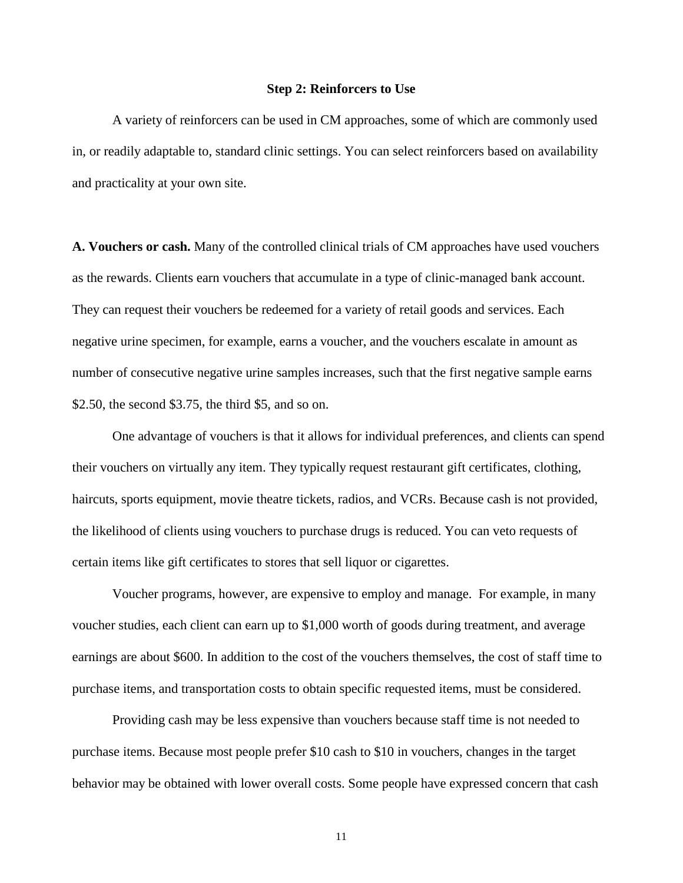## Step 2: Reinforcers to Use

A variety of reinforcers can be used in CM approaches, some of which are commonly used in, or readily adaptable to, standard clinic settings. You can select reinforcers based on availability and practicality at your own site.

**A. Vouchers or cash.** Many of the controlled clinical trials of CM approaches have used vouchers as the rewards. Clients earn vouchers that accumulate in a type of clinic-managed bank account. They can request their vouchers be redeemed for a variety of retail goods and services. Each negative urine specimen, for example, earns a voucher, and the vouchers escalate in amount as number of consecutive negative urine samples increases, such that the first negative sample earns $2.50, the second $3.75, the third $5, and so on.

One advantage of vouchers is that it allows for individual preferences, and clients can spend their vouchers on virtually any item. They typically request restaurant gift certificates, clothing, haircuts, sports equipment, movie theatre tickets, radios, and VCRs. Because cash is not provided, the likelihood of clients using vouchers to purchase drugs is reduced. You can veto requests of certain items like gift certificates to stores that sell liquor or cigarettes.

Voucher programs, however, are expensive to employ and manage. For example, in many voucher studies, each client can earn up to $1,000 worth of goods during treatment, and average earnings are about $600. In addition to the cost of the vouchers themselves, the cost of staff time to purchase items, and transportation costs to obtain specific requested items, must be considered.

Providing cash may be less expensive than vouchers because staff time is not needed to purchase items. Because most people prefer $10 cash to $10 in vouchers, changes in the target behavior may be obtained with lower overall costs. Some people have expressed concern that cash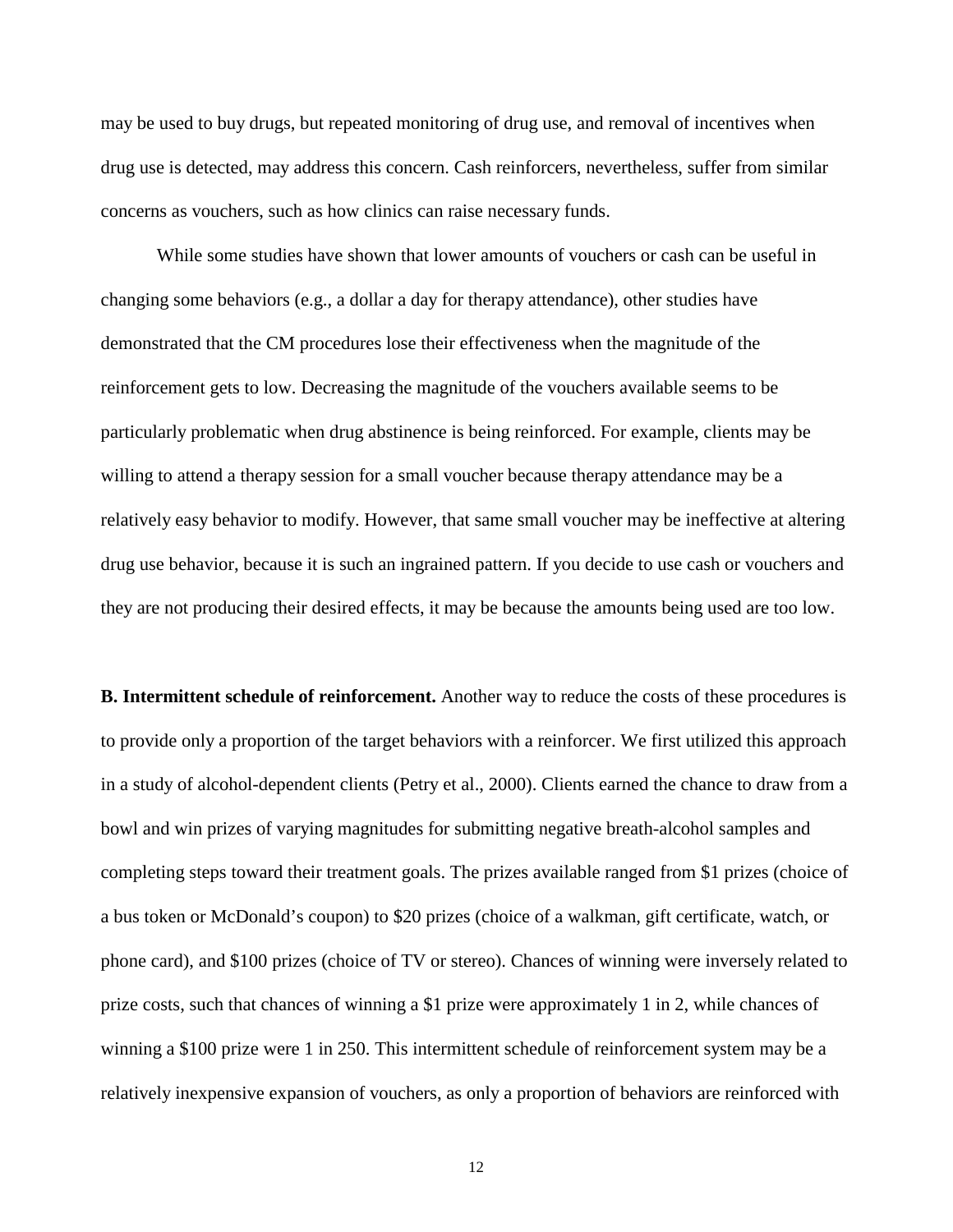may be used to buy drugs, but repeated monitoring of drug use, and removal of incentives when drug use is detected, may address this concern. Cash reinforcers, nevertheless, suffer from similar concerns as vouchers, such as how clinics can raise necessary funds.

While some studies have shown that lower amounts of vouchers or cash can be useful in changing some behaviors (e.g., a dollar a day for therapy attendance), other studies have demonstrated that the CM procedures lose their effectiveness when the magnitude of the reinforcement gets to low. Decreasing the magnitude of the vouchers available seems to be particularly problematic when drug abstinence is being reinforced. For example, clients may be willing to attend a therapy session for a small voucher because therapy attendance may be a relatively easy behavior to modify. However, that same small voucher may be ineffective at altering drug use behavior, because it is such an ingrained pattern. If you decide to use cash or vouchers and they are not producing their desired effects, it may be because the amounts being used are too low.

**B. Intermittent schedule of reinforcement.** Another way to reduce the costs of these procedures is to provide only a proportion of the target behaviors with a reinforcer. We first utilized this approach in a study of alcohol-dependent clients (Petry et al., 2000). Clients earned the chance to draw from a bowl and win prizes of varying magnitudes for submitting negative breath-alcohol samples and completing steps toward their treatment goals. The prizes available ranged from $1 prizes (choice of a bus token or McDonald's coupon) to $20 prizes (choice of a walkman, gift certificate, watch, or phone card), and $100 prizes (choice of TV or stereo). Chances of winning were inversely related to prize costs, such that chances of winning a $1 prize were approximately 1 in 2, while chances of winning a $100 prize were 1 in 250. This intermittent schedule of reinforcement system may be a relatively inexpensive expansion of vouchers, as only a proportion of behaviors are reinforced with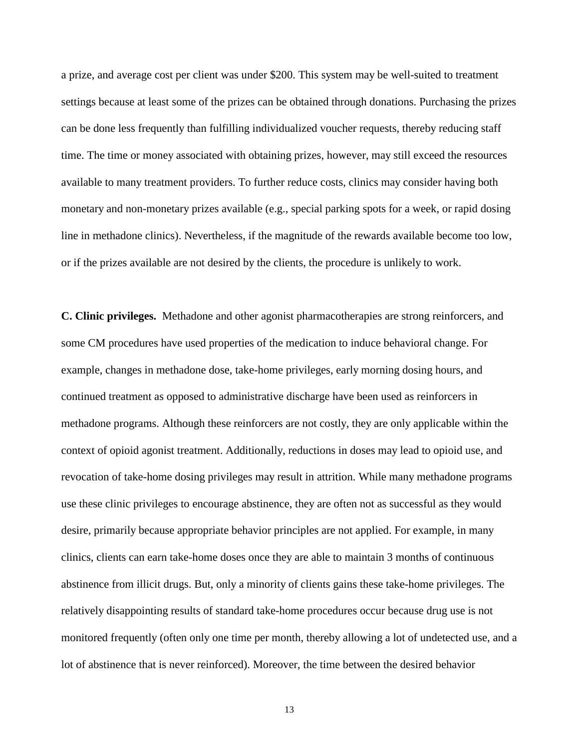a prize, and average cost per client was under $200. This system may be well-suited to treatment settings because at least some of the prizes can be obtained through donations. Purchasing the prizes can be done less frequently than fulfilling individualized voucher requests, thereby reducing staff time. The time or money associated with obtaining prizes, however, may still exceed the resources available to many treatment providers. To further reduce costs, clinics may consider having both monetary and non-monetary prizes available (e.g., special parking spots for a week, or rapid dosing line in methadone clinics). Nevertheless, if the magnitude of the rewards available become too low, or if the prizes available are not desired by the clients, the procedure is unlikely to work.

**C. Clinic privileges.** Methadone and other agonist pharmacotherapies are strong reinforcers, and some CM procedures have used properties of the medication to induce behavioral change. For example, changes in methadone dose, take-home privileges, early morning dosing hours, and continued treatment as opposed to administrative discharge have been used as reinforcers in methadone programs. Although these reinforcers are not costly, they are only applicable within the context of opioid agonist treatment. Additionally, reductions in doses may lead to opioid use, and revocation of take-home dosing privileges may result in attrition. While many methadone programs use these clinic privileges to encourage abstinence, they are often not as successful as they would desire, primarily because appropriate behavior principles are not applied. For example, in many clinics, clients can earn take-home doses once they are able to maintain 3 months of continuous abstinence from illicit drugs. But, only a minority of clients gains these take-home privileges. The relatively disappointing results of standard take-home procedures occur because drug use is not monitored frequently (often only one time per month, thereby allowing a lot of undetected use, and a lot of abstinence that is never reinforced). Moreover, the time between the desired behavior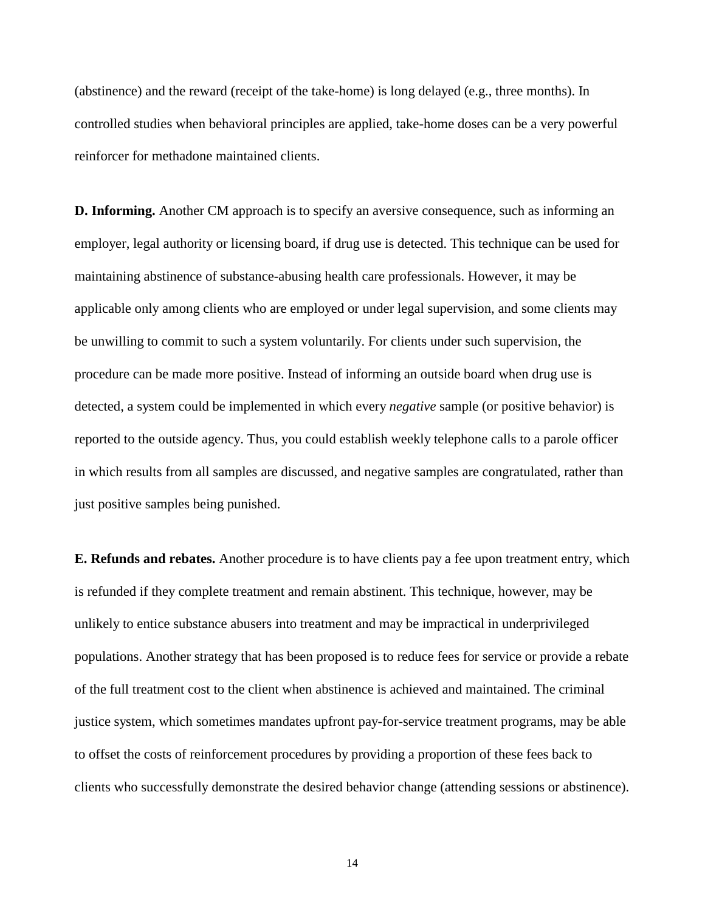(abstinence) and the reward (receipt of the take-home) is long delayed (e.g., three months). In controlled studies when behavioral principles are applied, take-home doses can be a very powerful reinforcer for methadone maintained clients.

**D. Informing.** Another CM approach is to specify an aversive consequence, such as informing an employer, legal authority or licensing board, if drug use is detected. This technique can be used for maintaining abstinence of substance-abusing health care professionals. However, it may be applicable only among clients who are employed or under legal supervision, and some clients may be unwilling to commit to such a system voluntarily. For clients under such supervision, the procedure can be made more positive. Instead of informing an outside board when drug use is detected, a system could be implemented in which every *negative* sample (or positive behavior) is reported to the outside agency. Thus, you could establish weekly telephone calls to a parole officer in which results from all samples are discussed, and negative samples are congratulated, rather than just positive samples being punished.

**E. Refunds and rebates.** Another procedure is to have clients pay a fee upon treatment entry, which is refunded if they complete treatment and remain abstinent. This technique, however, may be unlikely to entice substance abusers into treatment and may be impractical in underprivileged populations. Another strategy that has been proposed is to reduce fees for service or provide a rebate of the full treatment cost to the client when abstinence is achieved and maintained. The criminal justice system, which sometimes mandates upfront pay-for-service treatment programs, may be able to offset the costs of reinforcement procedures by providing a proportion of these fees back to clients who successfully demonstrate the desired behavior change (attending sessions or abstinence).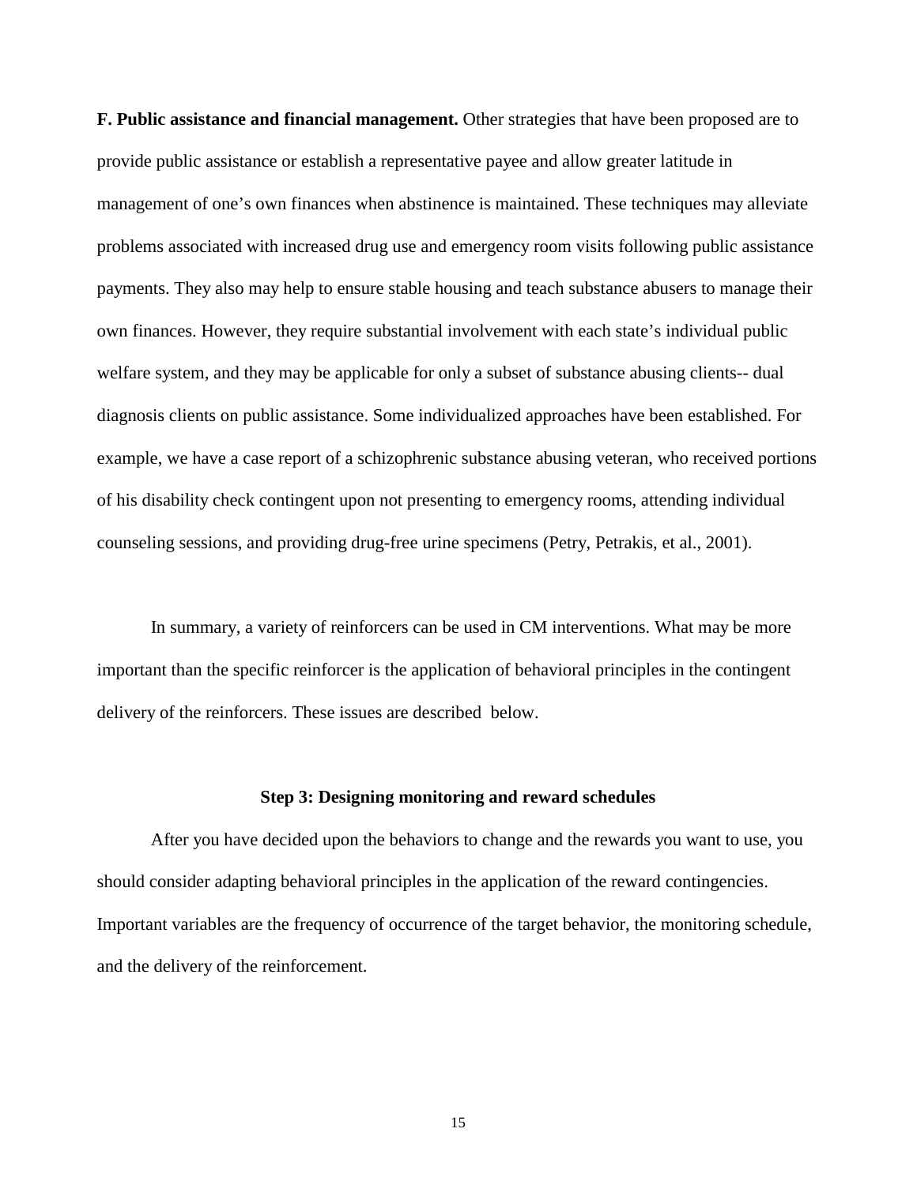**F. Public assistance and financial management.** Other strategies that have been proposed are to provide public assistance or establish a representative payee and allow greater latitude in management of one's own finances when abstinence is maintained. These techniques may alleviate problems associated with increased drug use and emergency room visits following public assistance payments. They also may help to ensure stable housing and teach substance abusers to manage their own finances. However, they require substantial involvement with each state's individual public welfare system, and they may be applicable for only a subset of substance abusing clients-- dual diagnosis clients on public assistance. Some individualized approaches have been established. For example, we have a case report of a schizophrenic substance abusing veteran, who received portions of his disability check contingent upon not presenting to emergency rooms, attending individual counseling sessions, and providing drug-free urine specimens (Petry, Petrakis, et al., 2001).

In summary, a variety of reinforcers can be used in CM interventions. What may be more important than the specific reinforcer is the application of behavioral principles in the contingent delivery of the reinforcers. These issues are described below.

### Step 3: Designing monitoring and reward schedules

After you have decided upon the behaviors to change and the rewards you want to use, you should consider adapting behavioral principles in the application of the reward contingencies. Important variables are the frequency of occurrence of the target behavior, the monitoring schedule, and the delivery of the reinforcement.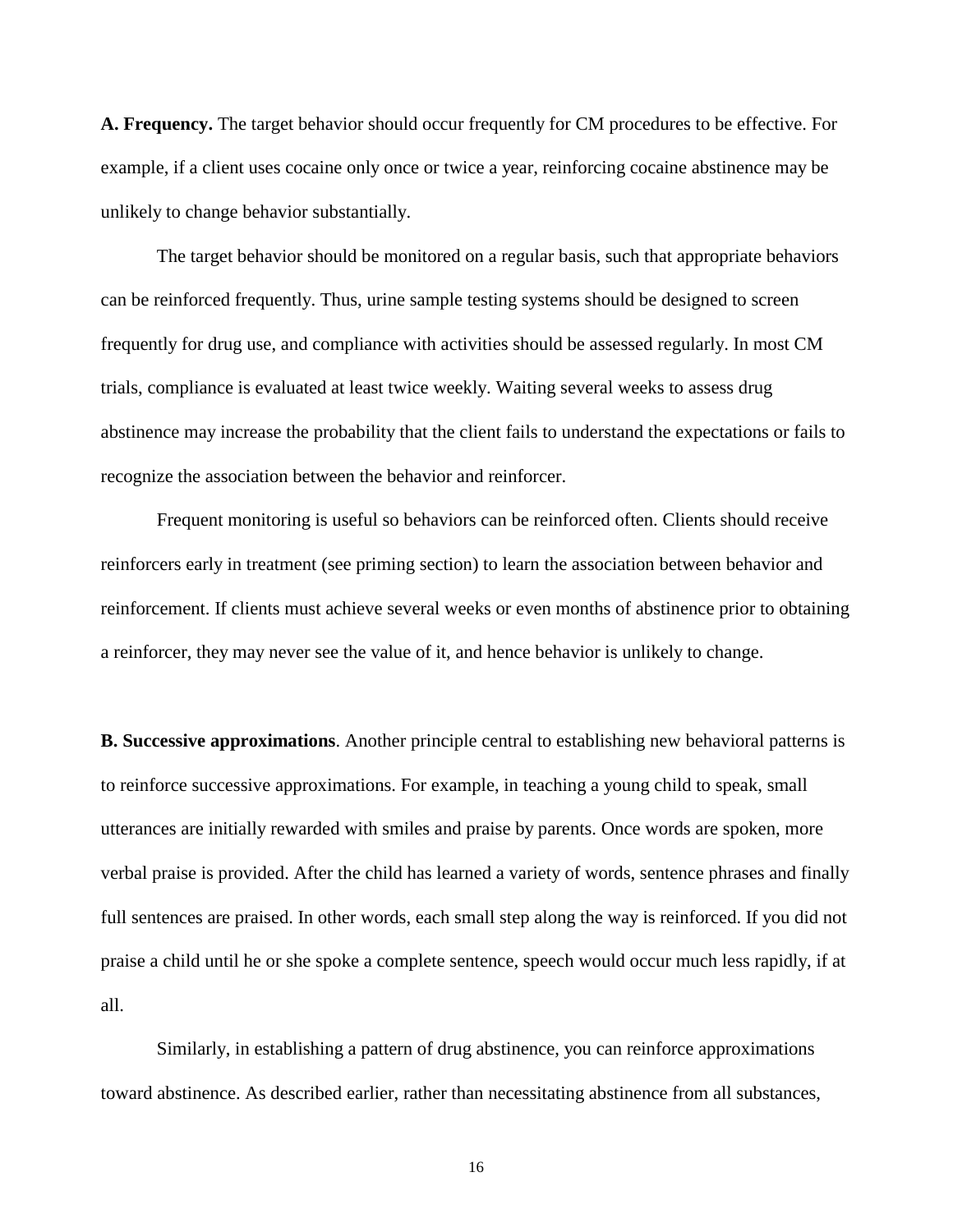**A. Frequency.** The target behavior should occur frequently for CM procedures to be effective. For example, if a client uses cocaine only once or twice a year, reinforcing cocaine abstinence may be unlikely to change behavior substantially.

The target behavior should be monitored on a regular basis, such that appropriate behaviors can be reinforced frequently. Thus, urine sample testing systems should be designed to screen frequently for drug use, and compliance with activities should be assessed regularly. In most CM trials, compliance is evaluated at least twice weekly. Waiting several weeks to assess drug abstinence may increase the probability that the client fails to understand the expectations or fails to recognize the association between the behavior and reinforcer.

Frequent monitoring is useful so behaviors can be reinforced often. Clients should receive reinforcers early in treatment (see priming section) to learn the association between behavior and reinforcement. If clients must achieve several weeks or even months of abstinence prior to obtaining a reinforcer, they may never see the value of it, and hence behavior is unlikely to change.

**B. Successive approximations**. Another principle central to establishing new behavioral patterns is to reinforce successive approximations. For example, in teaching a young child to speak, small utterances are initially rewarded with smiles and praise by parents. Once words are spoken, more verbal praise is provided. After the child has learned a variety of words, sentence phrases and finally full sentences are praised. In other words, each small step along the way is reinforced. If you did not praise a child until he or she spoke a complete sentence, speech would occur much less rapidly, if at all.

Similarly, in establishing a pattern of drug abstinence, you can reinforce approximations toward abstinence. As described earlier, rather than necessitating abstinence from all substances,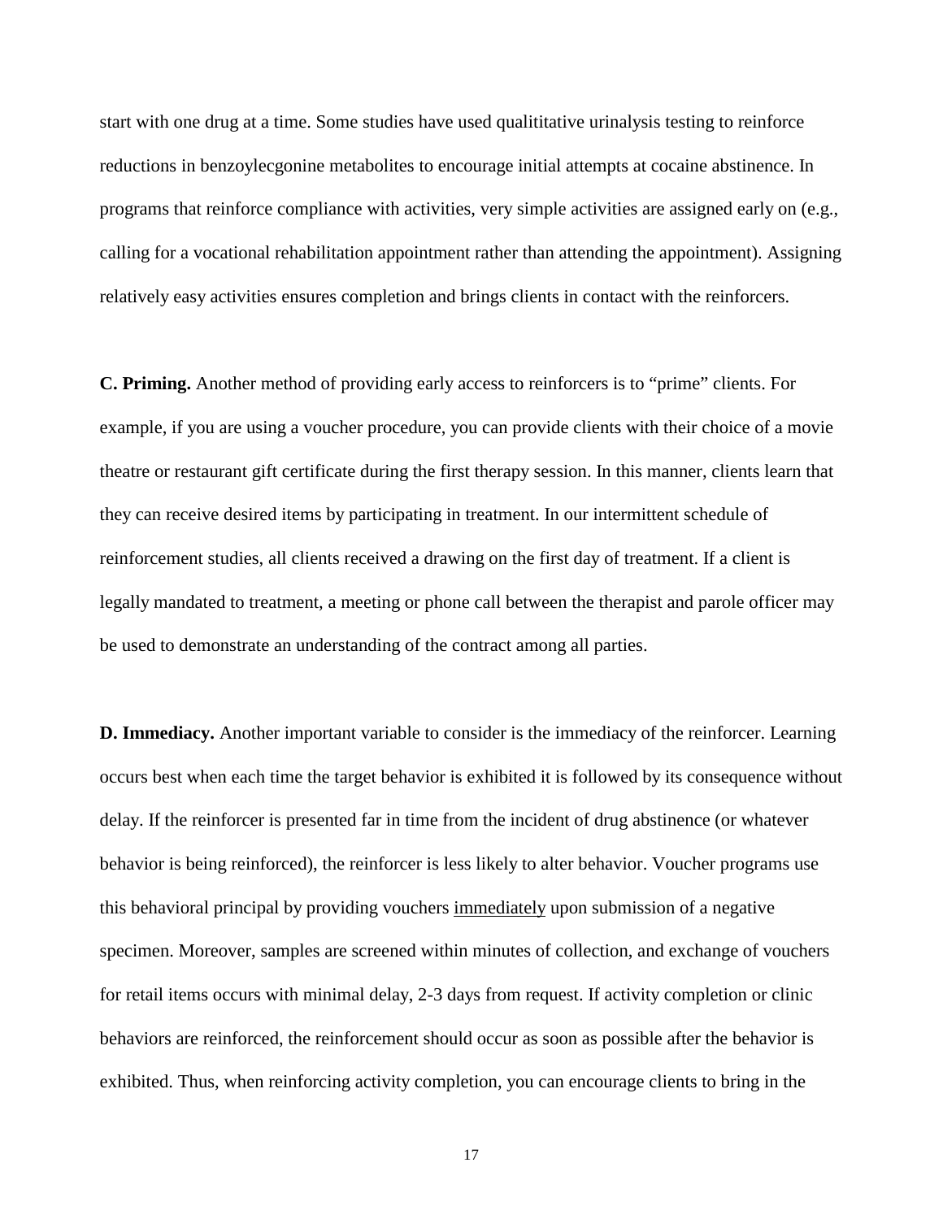start with one drug at a time. Some studies have used qualititative urinalysis testing to reinforce reductions in benzoylecgonine metabolites to encourage initial attempts at cocaine abstinence. In programs that reinforce compliance with activities, very simple activities are assigned early on (e.g., calling for a vocational rehabilitation appointment rather than attending the appointment). Assigning relatively easy activities ensures completion and brings clients in contact with the reinforcers.

**C. Priming.** Another method of providing early access to reinforcers is to "prime" clients. For example, if you are using a voucher procedure, you can provide clients with their choice of a movie theatre or restaurant gift certificate during the first therapy session. In this manner, clients learn that they can receive desired items by participating in treatment. In our intermittent schedule of reinforcement studies, all clients received a drawing on the first day of treatment. If a client is legally mandated to treatment, a meeting or phone call between the therapist and parole officer may be used to demonstrate an understanding of the contract among all parties.

**D. Immediacy.** Another important variable to consider is the immediacy of the reinforcer. Learning occurs best when each time the target behavior is exhibited it is followed by its consequence without delay. If the reinforcer is presented far in time from the incident of drug abstinence (or whatever behavior is being reinforced), the reinforcer is less likely to alter behavior. Voucher programs use this behavioral principal by providing vouchers <u>immediately</u> upon submission of a negative specimen. Moreover, samples are screened within minutes of collection, and exchange of vouchers for retail items occurs with minimal delay, 2-3 days from request. If activity completion or clinic behaviors are reinforced, the reinforcement should occur as soon as possible after the behavior is exhibited. Thus, when reinforcing activity completion, you can encourage clients to bring in the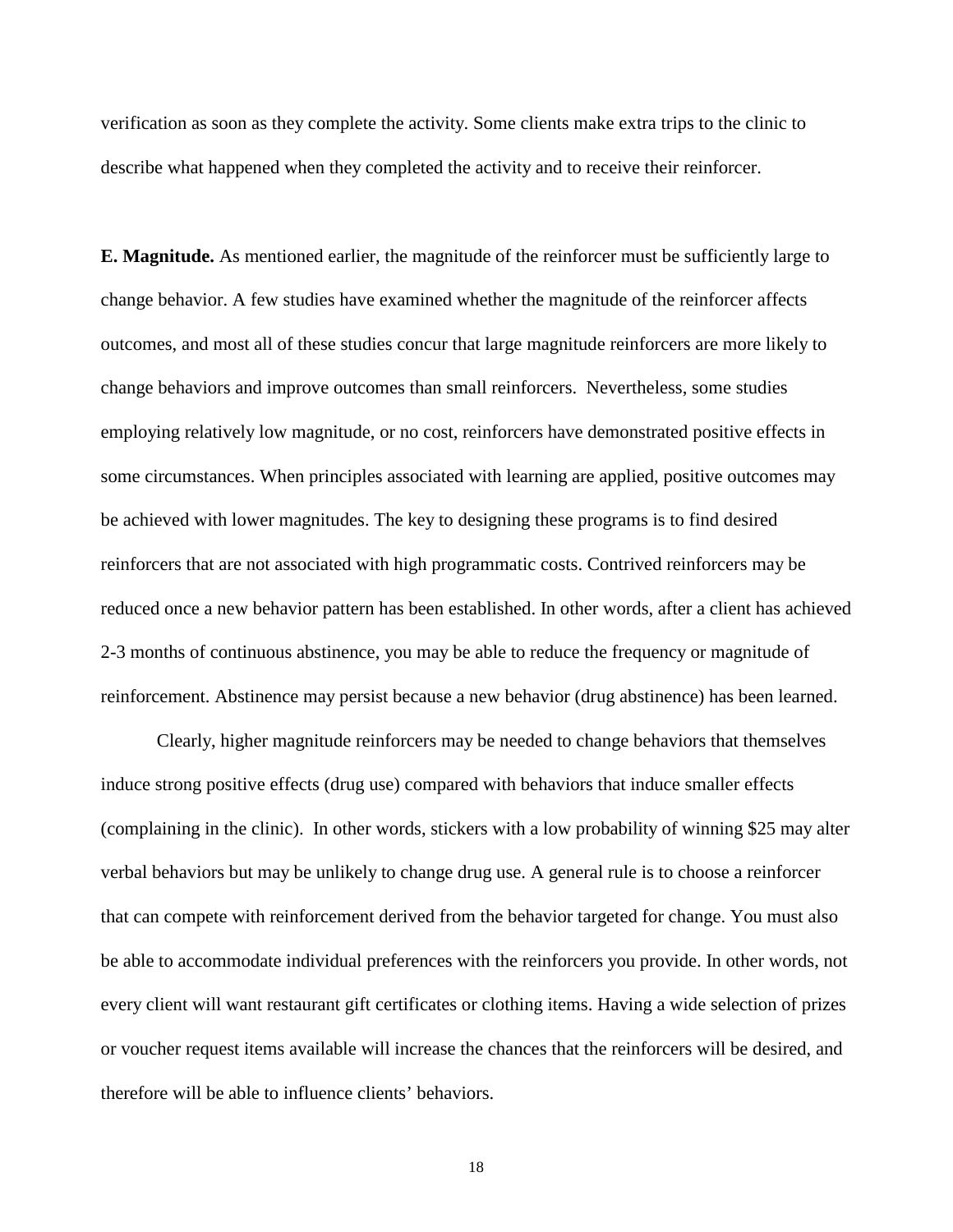verification as soon as they complete the activity. Some clients make extra trips to the clinic to describe what happened when they completed the activity and to receive their reinforcer.

**E. Magnitude.** As mentioned earlier, the magnitude of the reinforcer must be sufficiently large to change behavior. A few studies have examined whether the magnitude of the reinforcer affects outcomes, and most all of these studies concur that large magnitude reinforcers are more likely to change behaviors and improve outcomes than small reinforcers. Nevertheless, some studies employing relatively low magnitude, or no cost, reinforcers have demonstrated positive effects in some circumstances. When principles associated with learning are applied, positive outcomes may be achieved with lower magnitudes. The key to designing these programs is to find desired reinforcers that are not associated with high programmatic costs. Contrived reinforcers may be reduced once a new behavior pattern has been established. In other words, after a client has achieved 2-3 months of continuous abstinence, you may be able to reduce the frequency or magnitude of reinforcement. Abstinence may persist because a new behavior (drug abstinence) has been learned.

Clearly, higher magnitude reinforcers may be needed to change behaviors that themselves induce strong positive effects (drug use) compared with behaviors that induce smaller effects (complaining in the clinic). In other words, stickers with a low probability of winning $25 may alter verbal behaviors but may be unlikely to change drug use. A general rule is to choose a reinforcer that can compete with reinforcement derived from the behavior targeted for change. You must also be able to accommodate individual preferences with the reinforcers you provide. In other words, not every client will want restaurant gift certificates or clothing items. Having a wide selection of prizes or voucher request items available will increase the chances that the reinforcers will be desired, and therefore will be able to influence clients' behaviors.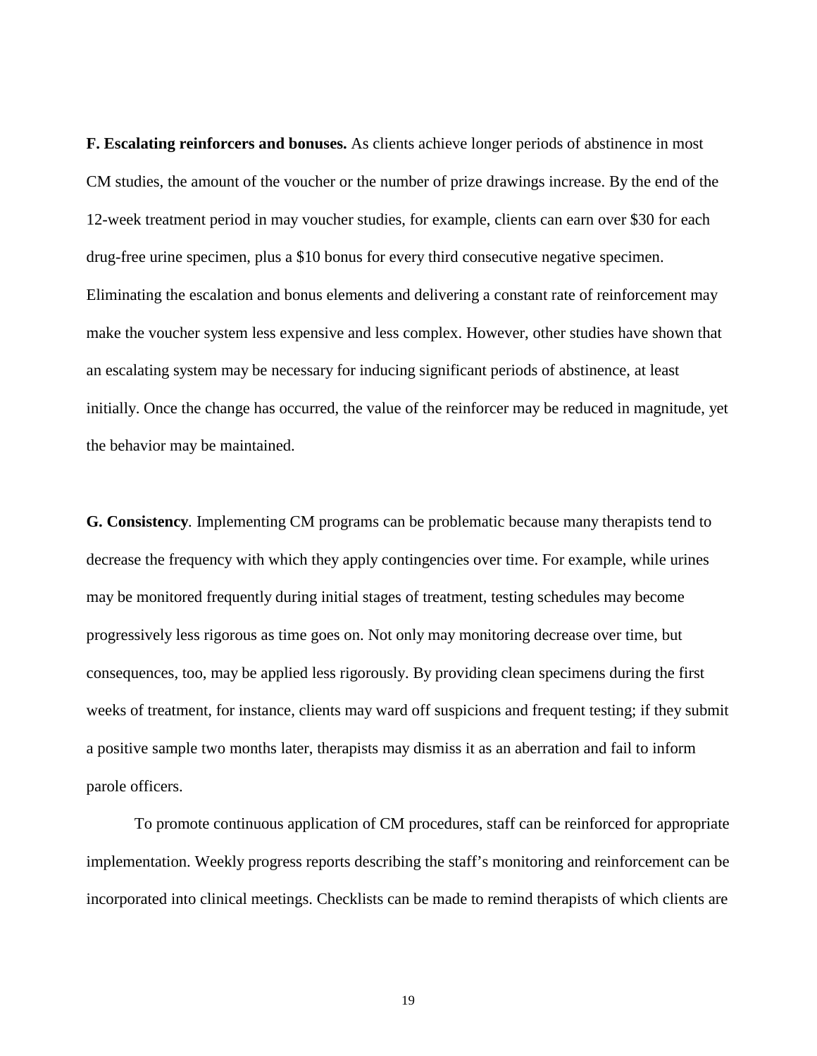**F. Escalating reinforcers and bonuses.** As clients achieve longer periods of abstinence in most CM studies, the amount of the voucher or the number of prize drawings increase. By the end of the 12-week treatment period in may voucher studies, for example, clients can earn over $30 for each drug-free urine specimen, plus a $10 bonus for every third consecutive negative specimen. Eliminating the escalation and bonus elements and delivering a constant rate of reinforcement may make the voucher system less expensive and less complex. However, other studies have shown that an escalating system may be necessary for inducing significant periods of abstinence, at least initially. Once the change has occurred, the value of the reinforcer may be reduced in magnitude, yet the behavior may be maintained.

**G. Consistency**. Implementing CM programs can be problematic because many therapists tend to decrease the frequency with which they apply contingencies over time. For example, while urines may be monitored frequently during initial stages of treatment, testing schedules may become progressively less rigorous as time goes on. Not only may monitoring decrease over time, but consequences, too, may be applied less rigorously. By providing clean specimens during the first weeks of treatment, for instance, clients may ward off suspicions and frequent testing; if they submit a positive sample two months later, therapists may dismiss it as an aberration and fail to inform parole officers.

To promote continuous application of CM procedures, staff can be reinforced for appropriate implementation. Weekly progress reports describing the staff's monitoring and reinforcement can be incorporated into clinical meetings. Checklists can be made to remind therapists of which clients are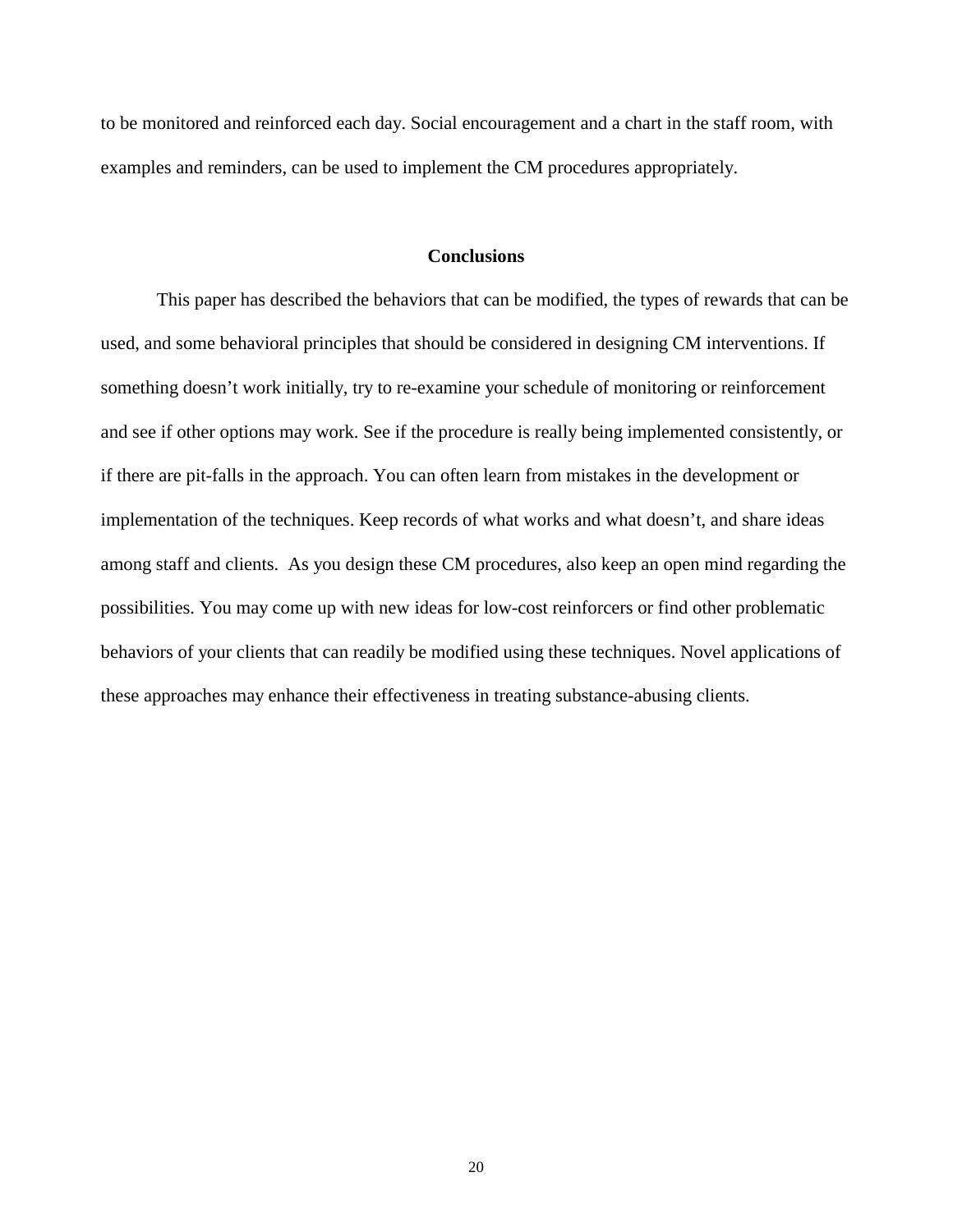to be monitored and reinforced each day. Social encouragement and a chart in the staff room, with examples and reminders, can be used to implement the CM procedures appropriately.

## Conclusions

This paper has described the behaviors that can be modified, the types of rewards that can be used, and some behavioral principles that should be considered in designing CM interventions. If something doesn't work initially, try to re-examine your schedule of monitoring or reinforcement and see if other options may work. See if the procedure is really being implemented consistently, or if there are pit-falls in the approach. You can often learn from mistakes in the development or implementation of the techniques. Keep records of what works and what doesn't, and share ideas among staff and clients.  As you design these CM procedures, also keep an open mind regarding the possibilities. You may come up with new ideas for low-cost reinforcers or find other problematic behaviors of your clients that can readily be modified using these techniques. Novel applications of these approaches may enhance their effectiveness in treating substance-abusing clients.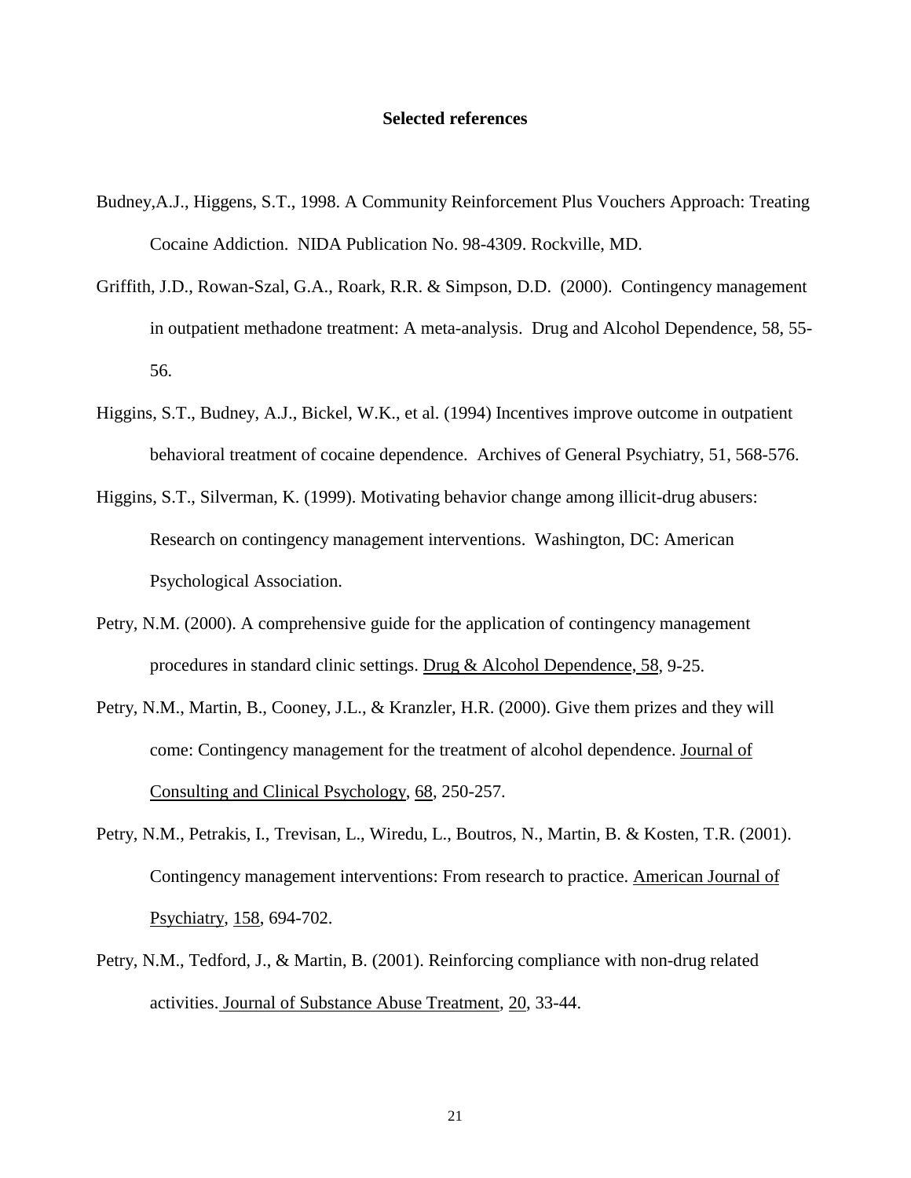## Selected references

Budney,A.J., Higgens, S.T., 1998. A Community Reinforcement Plus Vouchers Approach: Treating Cocaine Addiction. NIDA Publication No. 98-4309. Rockville, MD.

Griffith, J.D., Rowan-Szal, G.A., Roark, R.R. & Simpson, D.D. (2000). Contingency management in outpatient methadone treatment: A meta-analysis. Drug and Alcohol Dependence, 58, 55-56.

Higgins, S.T., Budney, A.J., Bickel, W.K., et al. (1994) Incentives improve outcome in outpatient behavioral treatment of cocaine dependence. Archives of General Psychiatry, 51, 568-576.

Higgins, S.T., Silverman, K. (1999). Motivating behavior change among illicit-drug abusers: Research on contingency management interventions. Washington, DC: American Psychological Association.

Petry, N.M. (2000). A comprehensive guide for the application of contingency management procedures in standard clinic settings. Drug & Alcohol Dependence, 58, 9-25.

Petry, N.M., Martin, B., Cooney, J.L., & Kranzler, H.R. (2000). Give them prizes and they will come: Contingency management for the treatment of alcohol dependence. Journal of Consulting and Clinical Psychology, 68, 250-257.

Petry, N.M., Petrakis, I., Trevisan, L., Wiredu, L., Boutros, N., Martin, B. & Kosten, T.R. (2001). Contingency management interventions: From research to practice. American Journal of Psychiatry, 158, 694-702.

Petry, N.M., Tedford, J., & Martin, B. (2001). Reinforcing compliance with non-drug related activities. Journal of Substance Abuse Treatment, 20, 33-44.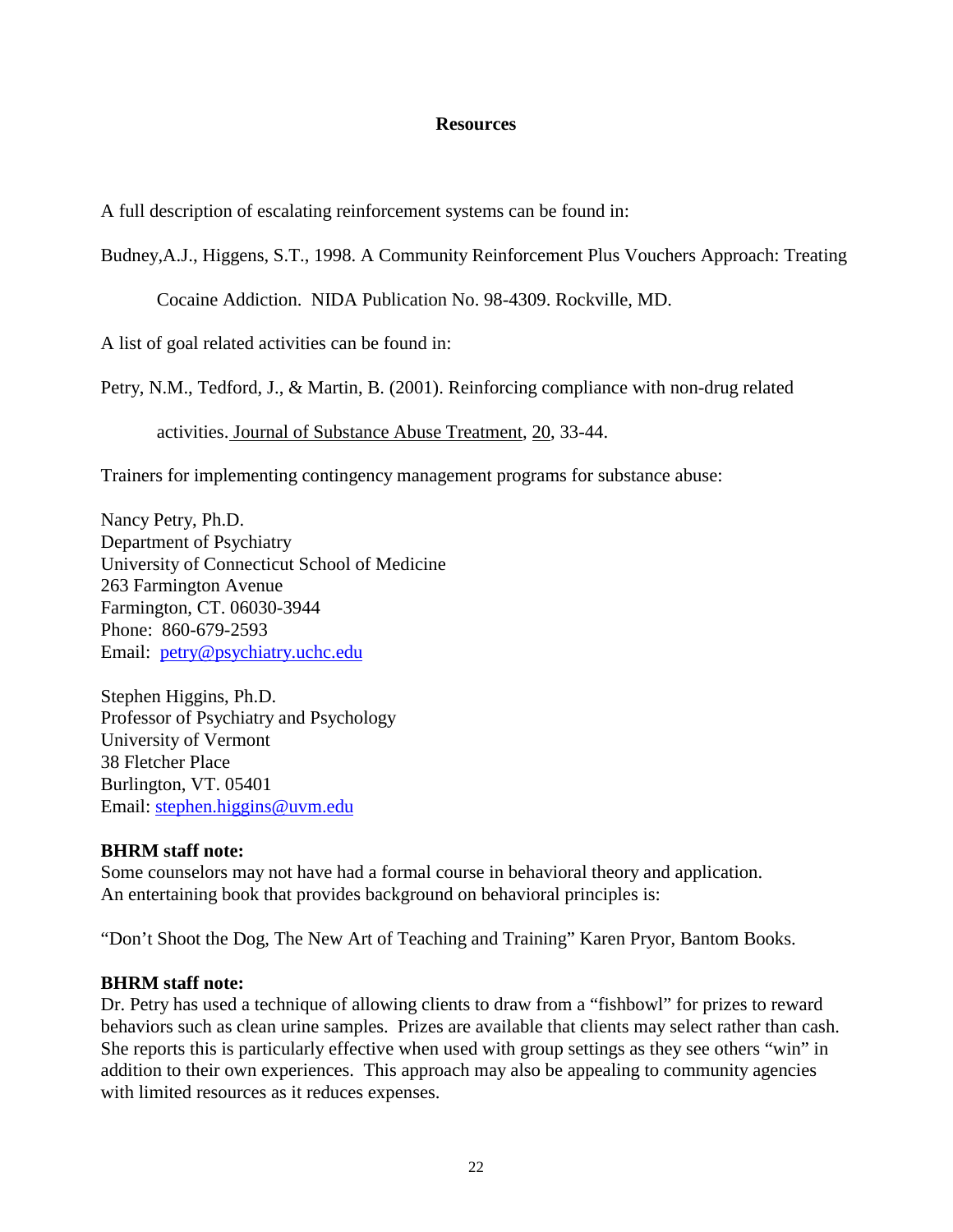## Resources

A full description of escalating reinforcement systems can be found in:

Budney,A.J., Higgens, S.T., 1998. A Community Reinforcement Plus Vouchers Approach: Treating Cocaine Addiction. NIDA Publication No. 98-4309. Rockville, MD.

A list of goal related activities can be found in:

Petry, N.M., Tedford, J., & Martin, B. (2001). Reinforcing compliance with non-drug related activities. Journal of Substance Abuse Treatment, 20, 33-44.

Trainers for implementing contingency management programs for substance abuse:

Nancy Petry, Ph.D.
Department of Psychiatry
University of Connecticut School of Medicine
263 Farmington Avenue
Farmington, CT. 06030-3944
Phone: 860-679-2593
Email: petry@psychiatry.uchc.edu

Stephen Higgins, Ph.D.
Professor of Psychiatry and Psychology
University of Vermont
38 Fletcher Place
Burlington, VT. 05401
Email: stephen.higgins@uvm.edu

**BHRM staff note:**
Some counselors may not have had a formal course in behavioral theory and application. An entertaining book that provides background on behavioral principles is:

"Don't Shoot the Dog, The New Art of Teaching and Training" Karen Pryor, Bantom Books.

**BHRM staff note:**
Dr. Petry has used a technique of allowing clients to draw from a "fishbowl" for prizes to reward behaviors such as clean urine samples. Prizes are available that clients may select rather than cash. She reports this is particularly effective when used with group settings as they see others "win" in addition to their own experiences. This approach may also be appealing to community agencies with limited resources as it reduces expenses.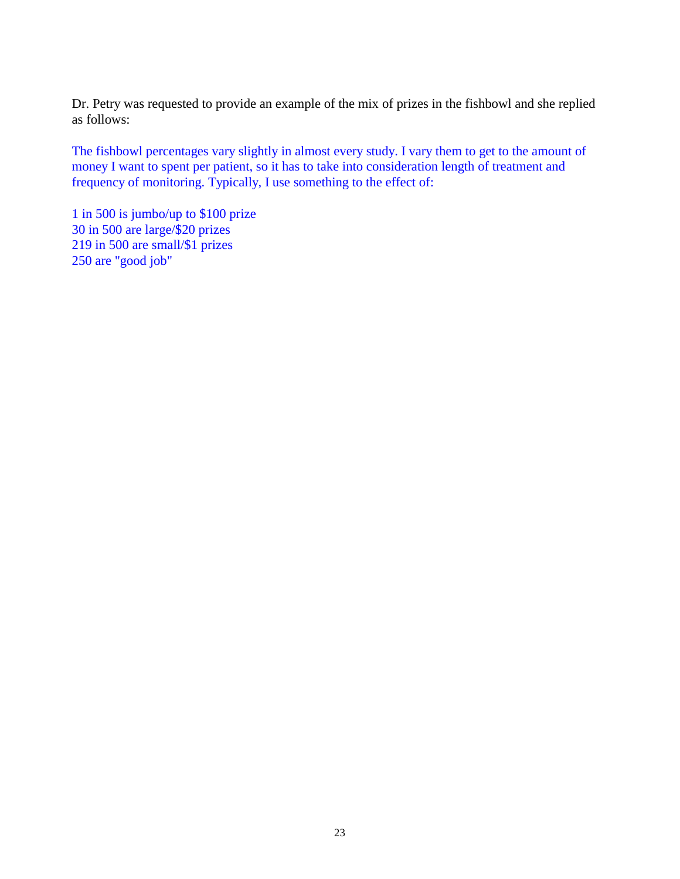Dr. Petry was requested to provide an example of the mix of prizes in the fishbowl and she replied as follows:

The fishbowl percentages vary slightly in almost every study. I vary them to get to the amount of money I want to spent per patient, so it has to take into consideration length of treatment and frequency of monitoring. Typically, I use something to the effect of:

1 in 500 is jumbo/up to $100 prize
30 in 500 are large/$20 prizes
219 in 500 are small/$1 prizes
250 are "good job"